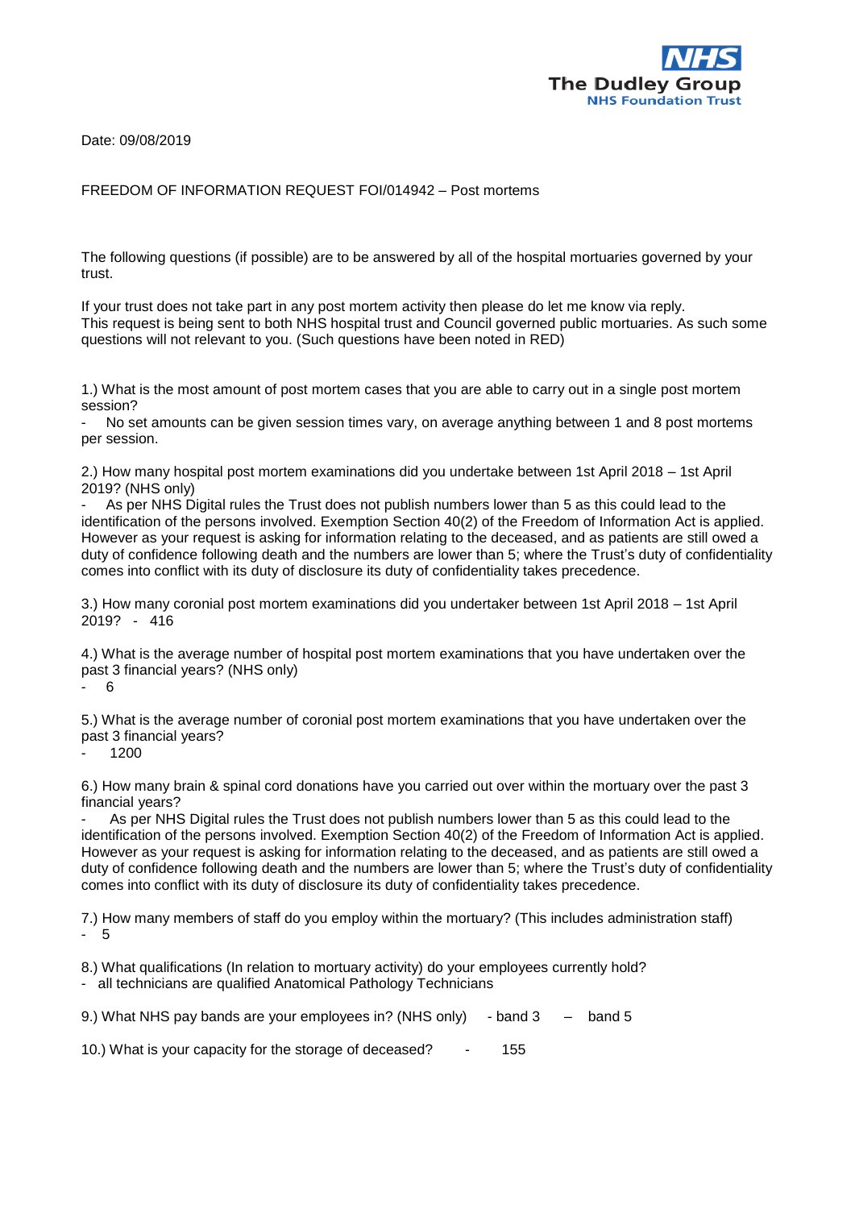NHS
The Dudley Group
NHS Foundation Trust

Date: 09/08/2019

FREEDOM OF INFORMATION REQUEST FOI/014942 – Post mortems

The following questions (if possible) are to be answered by all of the hospital mortuaries governed by your trust.

If your trust does not take part in any post mortem activity then please do let me know via reply. This request is being sent to both NHS hospital trust and Council governed public mortuaries. As such some questions will not relevant to you. (Such questions have been noted in RED)

1.) What is the most amount of post mortem cases that you are able to carry out in a single post mortem session?

- No set amounts can be given session times vary, on average anything between 1 and 8 post mortems per session.

2.) How many hospital post mortem examinations did you undertake between 1st April 2018 – 1st April 2019? (NHS only)

- As per NHS Digital rules the Trust does not publish numbers lower than 5 as this could lead to the identification of the persons involved. Exemption Section 40(2) of the Freedom of Information Act is applied. However as your request is asking for information relating to the deceased, and as patients are still owed a duty of confidence following death and the numbers are lower than 5; where the Trust's duty of confidentiality comes into conflict with its duty of disclosure its duty of confidentiality takes precedence.

3.) How many coronial post mortem examinations did you undertaker between 1st April 2018 – 1st April 2019? - 416

4.) What is the average number of hospital post mortem examinations that you have undertaken over the past 3 financial years? (NHS only)

- 6

5.) What is the average number of coronial post mortem examinations that you have undertaken over the past 3 financial years?

- 1200

6.) How many brain & spinal cord donations have you carried out over within the mortuary over the past 3 financial years?

- As per NHS Digital rules the Trust does not publish numbers lower than 5 as this could lead to the identification of the persons involved. Exemption Section 40(2) of the Freedom of Information Act is applied. However as your request is asking for information relating to the deceased, and as patients are still owed a duty of confidence following death and the numbers are lower than 5; where the Trust's duty of confidentiality comes into conflict with its duty of disclosure its duty of confidentiality takes precedence.

7.) How many members of staff do you employ within the mortuary? (This includes administration staff)

- 5

8.) What qualifications (In relation to mortuary activity) do your employees currently hold?

- all technicians are qualified Anatomical Pathology Technicians

9.) What NHS pay bands are your employees in? (NHS only) - band 3 – band 5

10.) What is your capacity for the storage of deceased? - 155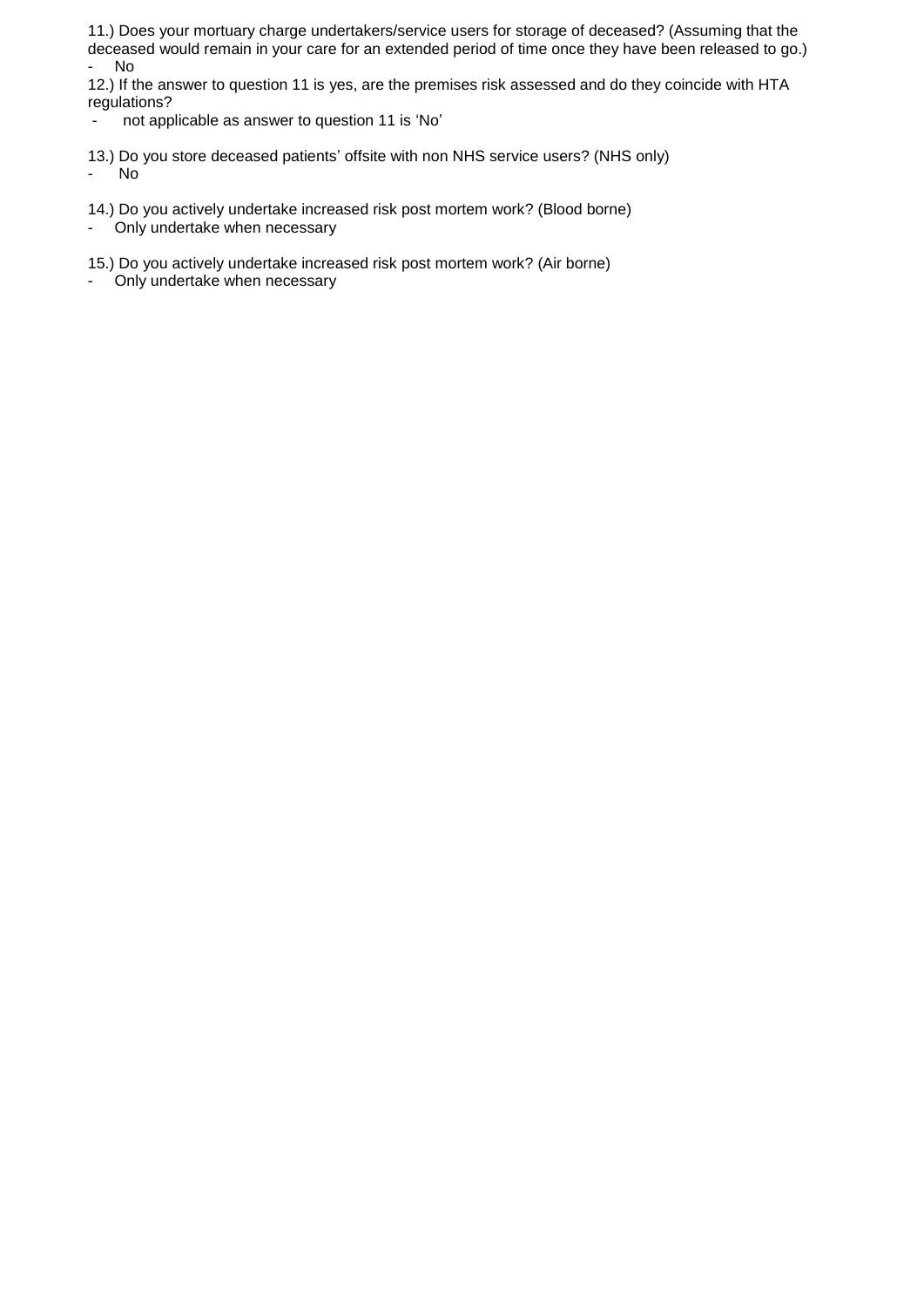11.) Does your mortuary charge undertakers/service users for storage of deceased? (Assuming that the deceased would remain in your care for an extended period of time once they have been released to go.)

- No

12.) If the answer to question 11 is yes, are the premises risk assessed and do they coincide with HTA regulations?

- not applicable as answer to question 11 is 'No'

13.) Do you store deceased patients' offsite with non NHS service users? (NHS only)

- No

14.) Do you actively undertake increased risk post mortem work? (Blood borne)

- Only undertake when necessary

15.) Do you actively undertake increased risk post mortem work? (Air borne)

- Only undertake when necessary